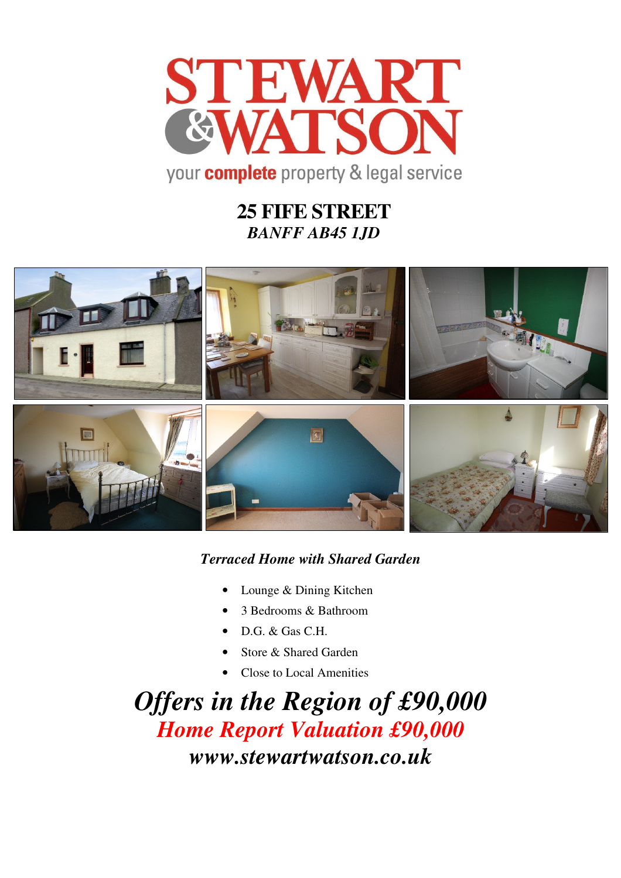STEWART & WATSON

your **complete** property & legal service

# 25 FIFE STREET

***BANFF AB45 1JD***

***Terraced Home with Shared Garden***

- Lounge & Dining Kitchen
- 3 Bedrooms & Bathroom
- D.G. & Gas C.H.
- Store & Shared Garden
- Close to Local Amenities

## *Offers in the Region of £90,000*

## *Home Report Valuation £90,000*

***www.stewartwatson.co.uk***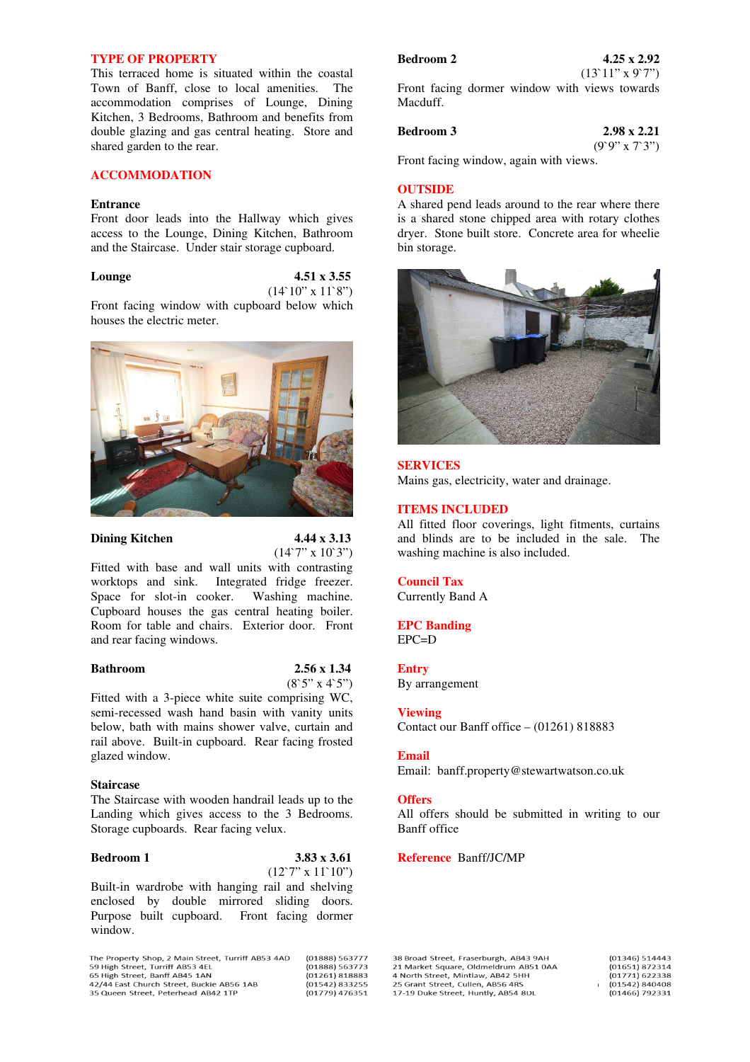## TYPE OF PROPERTY

This terraced home is situated within the coastal Town of Banff, close to local amenities. The accommodation comprises of Lounge, Dining Kitchen, 3 Bedrooms, Bathroom and benefits from double glazing and gas central heating. Store and shared garden to the rear.

## ACCOMMODATION

**Entrance**
Front door leads into the Hallway which gives access to the Lounge, Dining Kitchen, Bathroom and the Staircase. Under stair storage cupboard.

**Lounge** **4.51 x 3.55**
(14`10" x 11`8")
Front facing window with cupboard below which houses the electric meter.

**Dining Kitchen** **4.44 x 3.13**
(14`7" x 10`3")
Fitted with base and wall units with contrasting worktops and sink. Integrated fridge freezer. Space for slot-in cooker. Washing machine. Cupboard houses the gas central heating boiler. Room for table and chairs. Exterior door. Front and rear facing windows.

**Bathroom** **2.56 x 1.34**
(8`5" x 4`5")
Fitted with a 3-piece white suite comprising WC, semi-recessed wash hand basin with vanity units below, bath with mains shower valve, curtain and rail above. Built-in cupboard. Rear facing frosted glazed window.

**Staircase**
The Staircase with wooden handrail leads up to the Landing which gives access to the 3 Bedrooms. Storage cupboards. Rear facing velux.

**Bedroom 1** **3.83 x 3.61**
(12`7" x 11`10")
Built-in wardrobe with hanging rail and shelving enclosed by double mirrored sliding doors. Purpose built cupboard. Front facing dormer window.

**Bedroom 2** **4.25 x 2.92**
(13`11" x 9`7")
Front facing dormer window with views towards Macduff.

**Bedroom 3** **2.98 x 2.21**
(9`9" x 7`3")
Front facing window, again with views.

## OUTSIDE

A shared pend leads around to the rear where there is a shared stone chipped area with rotary clothes dryer. Stone built store. Concrete area for wheelie bin storage.

## SERVICES

Mains gas, electricity, water and drainage.

## ITEMS INCLUDED

All fitted floor coverings, light fitments, curtains and blinds are to be included in the sale. The washing machine is also included.

## Council Tax

Currently Band A

## EPC Banding

EPC=D

## Entry

By arrangement

## Viewing

Contact our Banff office – (01261) 818883

## Email

Email: banff.property@stewartwatson.co.uk

## Offers

All offers should be submitted in writing to our Banff office

**Reference** Banff/JC/MP

| | | | |
|---|---|---|---|
| The Property Shop, 2 Main Street, Turriff AB53 4AD | (01888) 563777 | 38 Broad Street, Fraserburgh, AB43 9AH | (01346) 514443 |
| 59 High Street, Turriff AB53 4EL | (01888) 563773 | 21 Market Square, Oldmeldrum AB51 0AA | (01651) 872314 |
| 65 High Street, Banff AB45 1AN | (01261) 818883 | 4 North Street, Mintlaw, AB42 5HH | (01771) 622338 |
| 42/44 East Church Street, Buckie AB56 1AB | (01542) 833255 | 25 Grant Street, Cullen, AB56 4RS | (01542) 840408 |
| 35 Queen Street, Peterhead AB42 1TP | (01779) 476351 | 17-19 Duke Street, Huntly, AB54 8DL | (01466) 792331 |